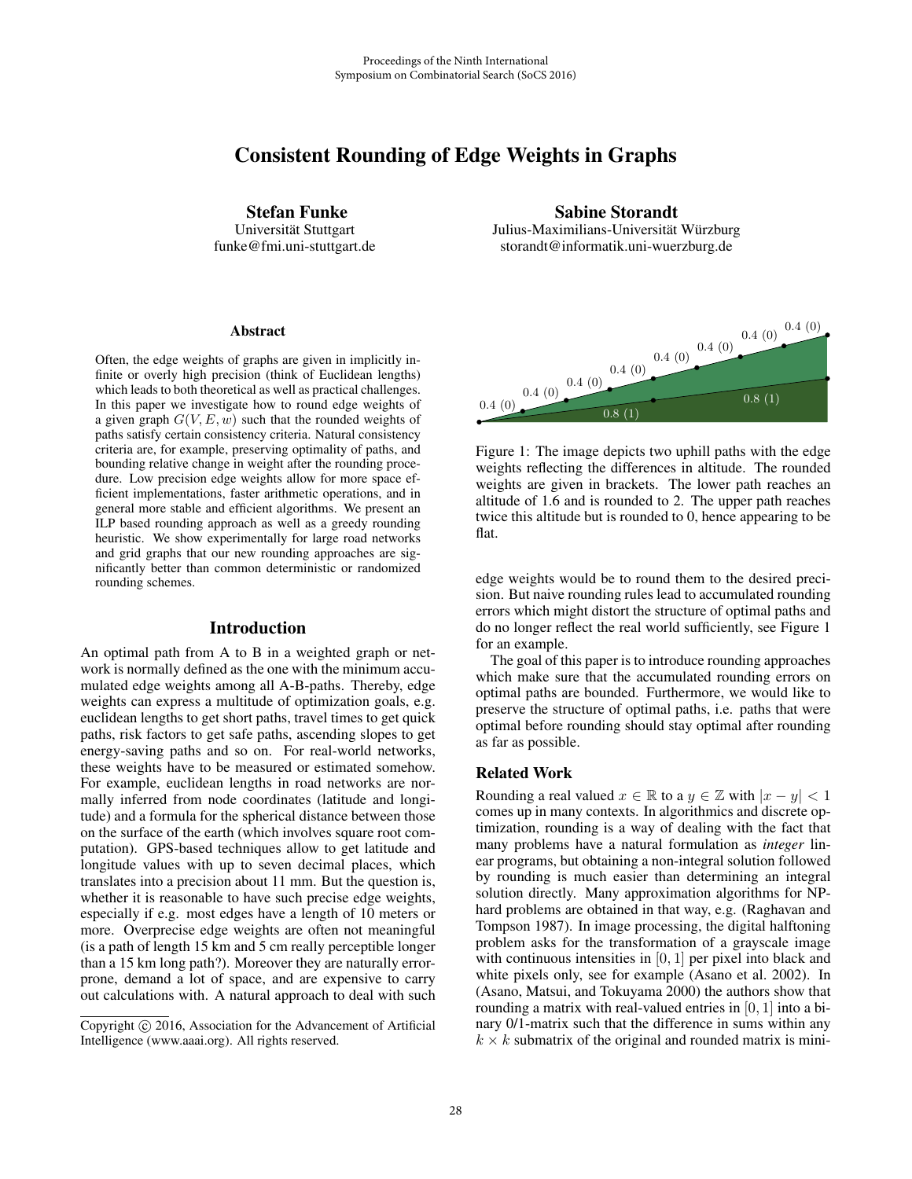# Consistent Rounding of Edge Weights in Graphs

**Stefan Funke**
Universität Stuttgart
funke@fmi.uni-stuttgart.de

**Sabine Storandt**
Julius-Maximilians-Universität Würzburg
storandt@informatik.uni-wuerzburg.de

### Abstract

Often, the edge weights of graphs are given in implicitly infinite or overly high precision (think of Euclidean lengths) which leads to both theoretical as well as practical challenges. In this paper we investigate how to round edge weights of a given graph $G(V, E, w)$ such that the rounded weights of paths satisfy certain consistency criteria. Natural consistency criteria are, for example, preserving optimality of paths, and bounding relative change in weight after the rounding procedure. Low precision edge weights allow for more space efficient implementations, faster arithmetic operations, and in general more stable and efficient algorithms. We present an ILP based rounding approach as well as a greedy rounding heuristic. We show experimentally for large road networks and grid graphs that our new rounding approaches are significantly better than common deterministic or randomized rounding schemes.

## Introduction

An optimal path from A to B in a weighted graph or network is normally defined as the one with the minimum accumulated edge weights among all A-B-paths. Thereby, edge weights can express a multitude of optimization goals, e.g. euclidean lengths to get short paths, travel times to get quick paths, risk factors to get safe paths, ascending slopes to get energy-saving paths and so on. For real-world networks, these weights have to be measured or estimated somehow. For example, euclidean lengths in road networks are normally inferred from node coordinates (latitude and longitude) and a formula for the spherical distance between those on the surface of the earth (which involves square root computation). GPS-based techniques allow to get latitude and longitude values with up to seven decimal places, which translates into a precision about 11 mm. But the question is, whether it is reasonable to have such precise edge weights, especially if e.g. most edges have a length of 10 meters or more. Overprecise edge weights are often not meaningful (is a path of length 15 km and 5 cm really perceptible longer than a 15 km long path?). Moreover they are naturally error-prone, demand a lot of space, and are expensive to carry out calculations with. A natural approach to deal with such edge weights would be to round them to the desired precision. But naive rounding rules lead to accumulated rounding errors which might distort the structure of optimal paths and do no longer reflect the real world sufficiently, see Figure 1 for an example.

Figure 1: The image depicts two uphill paths with the edge weights reflecting the differences in altitude. The rounded weights are given in brackets. The lower path reaches an altitude of 1.6 and is rounded to 2. The upper path reaches twice this altitude but is rounded to 0, hence appearing to be flat.

The goal of this paper is to introduce rounding approaches which make sure that the accumulated rounding errors on optimal paths are bounded. Furthermore, we would like to preserve the structure of optimal paths, i.e. paths that were optimal before rounding should stay optimal after rounding as far as possible.

### Related Work

Rounding a real valued $x \in \mathbb{R}$ to a $y \in \mathbb{Z}$ with $|x - y| < 1$ comes up in many contexts. In algorithmics and discrete optimization, rounding is a way of dealing with the fact that many problems have a natural formulation as *integer* linear programs, but obtaining a non-integral solution followed by rounding is much easier than determining an integral solution directly. Many approximation algorithms for NP-hard problems are obtained in that way, e.g. (Raghavan and Tompson 1987). In image processing, the digital halftoning problem asks for the transformation of a grayscale image with continuous intensities in $[0, 1]$ per pixel into black and white pixels only, see for example (Asano et al. 2002). In (Asano, Matsui, and Tokuyama 2000) the authors show that rounding a matrix with real-valued entries in $[0, 1]$ into a binary 0/1-matrix such that the difference in sums within any $k \times k$ submatrix of the original and rounded matrix is mini-

Copyright © 2016, Association for the Advancement of Artificial Intelligence (www.aaai.org). All rights reserved.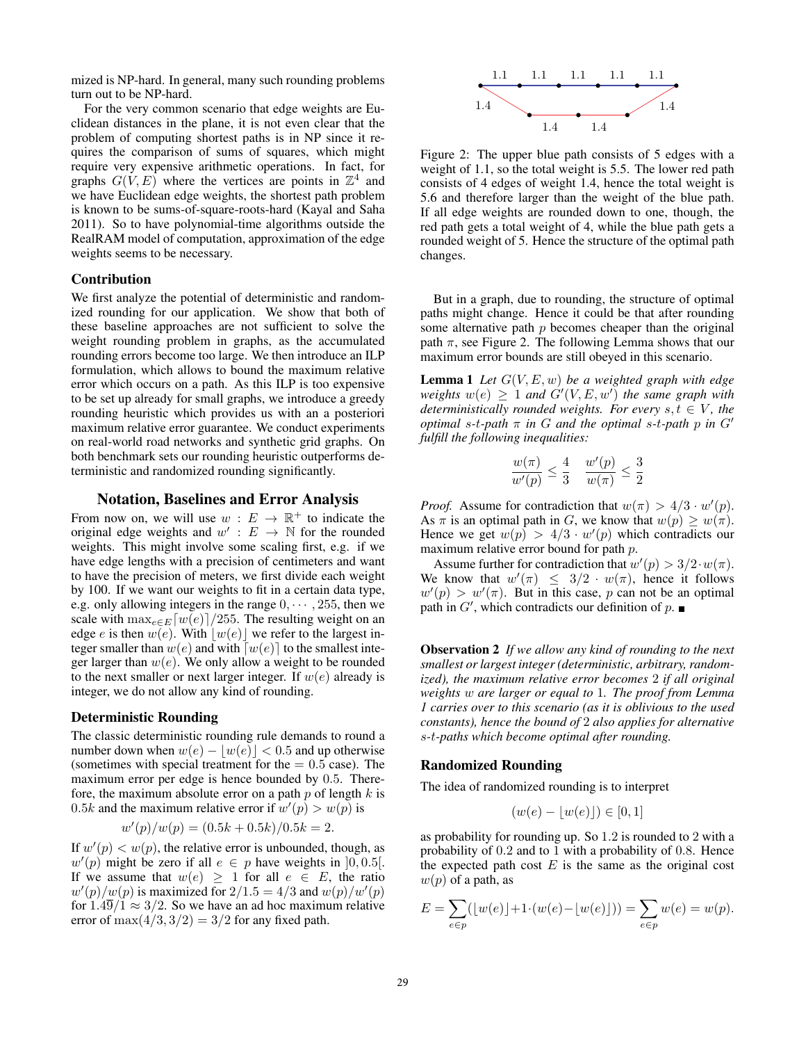mized is NP-hard. In general, many such rounding problems turn out to be NP-hard.

For the very common scenario that edge weights are Euclidean distances in the plane, it is not even clear that the problem of computing shortest paths is in NP since it requires the comparison of sums of squares, which might require very expensive arithmetic operations. In fact, for graphs $G(V,E)$ where the vertices are points in $\mathbb{Z}^4$ and we have Euclidean edge weights, the shortest path problem is known to be sums-of-square-roots-hard (Kayal and Saha 2011). So to have polynomial-time algorithms outside the RealRAM model of computation, approximation of the edge weights seems to be necessary.

### Contribution

We first analyze the potential of deterministic and randomized rounding for our application. We show that both of these baseline approaches are not sufficient to solve the weight rounding problem in graphs, as the accumulated rounding errors become too large. We then introduce an ILP formulation, which allows to bound the maximum relative error which occurs on a path. As this ILP is too expensive to be set up already for small graphs, we introduce a greedy rounding heuristic which provides us with an a posteriori maximum relative error guarantee. We conduct experiments on real-world road networks and synthetic grid graphs. On both benchmark sets our rounding heuristic outperforms deterministic and randomized rounding significantly.

## Notation, Baselines and Error Analysis

From now on, we will use $w : E \to \mathbb{R}^+$ to indicate the original edge weights and $w' : E \to \mathbb{N}$ for the rounded weights. This might involve some scaling first, e.g. if we have edge lengths with a precision of centimeters and want to have the precision of meters, we first divide each weight by 100. If we want our weights to fit in a certain data type, e.g. only allowing integers in the range $0, \cdots, 255$, then we scale with $\max_{e \in E} \lceil w(e) \rceil / 255$. The resulting weight on an edge $e$ is then $w(e)$. With $\lfloor w(e) \rfloor$ we refer to the largest integer smaller than $w(e)$ and with $\lceil w(e) \rceil$ to the smallest integer larger than $w(e)$. We only allow a weight to be rounded to the next smaller or next larger integer. If $w(e)$ already is integer, we do not allow any kind of rounding.

### Deterministic Rounding

The classic deterministic rounding rule demands to round a number down when $w(e) - \lfloor w(e) \rfloor < 0.5$ and up otherwise (sometimes with special treatment for the $= 0.5$ case). The maximum error per edge is hence bounded by $0.5$. Therefore, the maximum absolute error on a path $p$ of length $k$ is $0.5k$ and the maximum relative error if $w'(p) > w(p)$ is

$$w'(p)/w(p) = (0.5k + 0.5k)/0.5k = 2.$$

If $w'(p) < w(p)$, the relative error is unbounded, though, as $w'(p)$ might be zero if all $e \in p$ have weights in $]0, 0.5[$. If we assume that $w(e) \geq 1$ for all $e \in E$, the ratio $w'(p)/w(p)$ is maximized for $2/1.5 = 4/3$ and $w(p)/w'(p)$ for $1.4\overline{9}/1 \approx 3/2$. So we have an ad hoc maximum relative error of $\max(4/3, 3/2) = 3/2$ for any fixed path.

Figure 2: The upper blue path consists of 5 edges with a weight of 1.1, so the total weight is 5.5. The lower red path consists of 4 edges of weight 1.4, hence the total weight is 5.6 and therefore larger than the weight of the blue path. If all edge weights are rounded down to one, though, the red path gets a total weight of 4, while the blue path gets a rounded weight of 5. Hence the structure of the optimal path changes.

But in a graph, due to rounding, the structure of optimal paths might change. Hence it could be that after rounding some alternative path $p$ becomes cheaper than the original path $\pi$, see Figure 2. The following Lemma shows that our maximum error bounds are still obeyed in this scenario.

**Lemma 1** *Let $G(V,E,w)$ be a weighted graph with edge weights $w(e) \geq 1$ and $G'(V,E,w')$ the same graph with deterministically rounded weights. For every $s,t \in V$, the optimal $s$-$t$-path $\pi$ in $G$ and the optimal $s$-$t$-path $p$ in $G'$ fulfill the following inequalities:*

$$\frac{w(\pi)}{w'(p)} \leq \frac{4}{3} \quad \frac{w'(p)}{w(\pi)} \leq \frac{3}{2}$$

*Proof.* Assume for contradiction that $w(\pi) > 4/3 \cdot w'(p)$. As $\pi$ is an optimal path in $G$, we know that $w(p) \geq w(\pi)$. Hence we get $w(p) > 4/3 \cdot w'(p)$ which contradicts our maximum relative error bound for path $p$.

Assume further for contradiction that $w'(p) > 3/2 \cdot w(\pi)$. We know that $w'(\pi) \leq 3/2 \cdot w(\pi)$, hence it follows $w'(p) > w'(\pi)$. But in this case, $p$ can not be an optimal path in $G'$, which contradicts our definition of $p$. ■

**Observation 2** *If we allow any kind of rounding to the next smallest or largest integer (deterministic, arbitrary, randomized), the maximum relative error becomes 2 if all original weights $w$ are larger or equal to 1. The proof from Lemma 1 carries over to this scenario (as it is oblivious to the used constants), hence the bound of 2 also applies for alternative $s$-$t$-paths which become optimal after rounding.*

### Randomized Rounding

The idea of randomized rounding is to interpret

$$(w(e) - \lfloor w(e) \rfloor) \in [0, 1]$$

as probability for rounding up. So 1.2 is rounded to 2 with a probability of 0.2 and to 1 with a probability of 0.8. Hence the expected path cost $E$ is the same as the original cost $w(p)$ of a path, as

$$E = \sum_{e \in p} (\lfloor w(e) \rfloor + 1 \cdot (w(e) - \lfloor w(e) \rfloor)) = \sum_{e \in p} w(e) = w(p).$$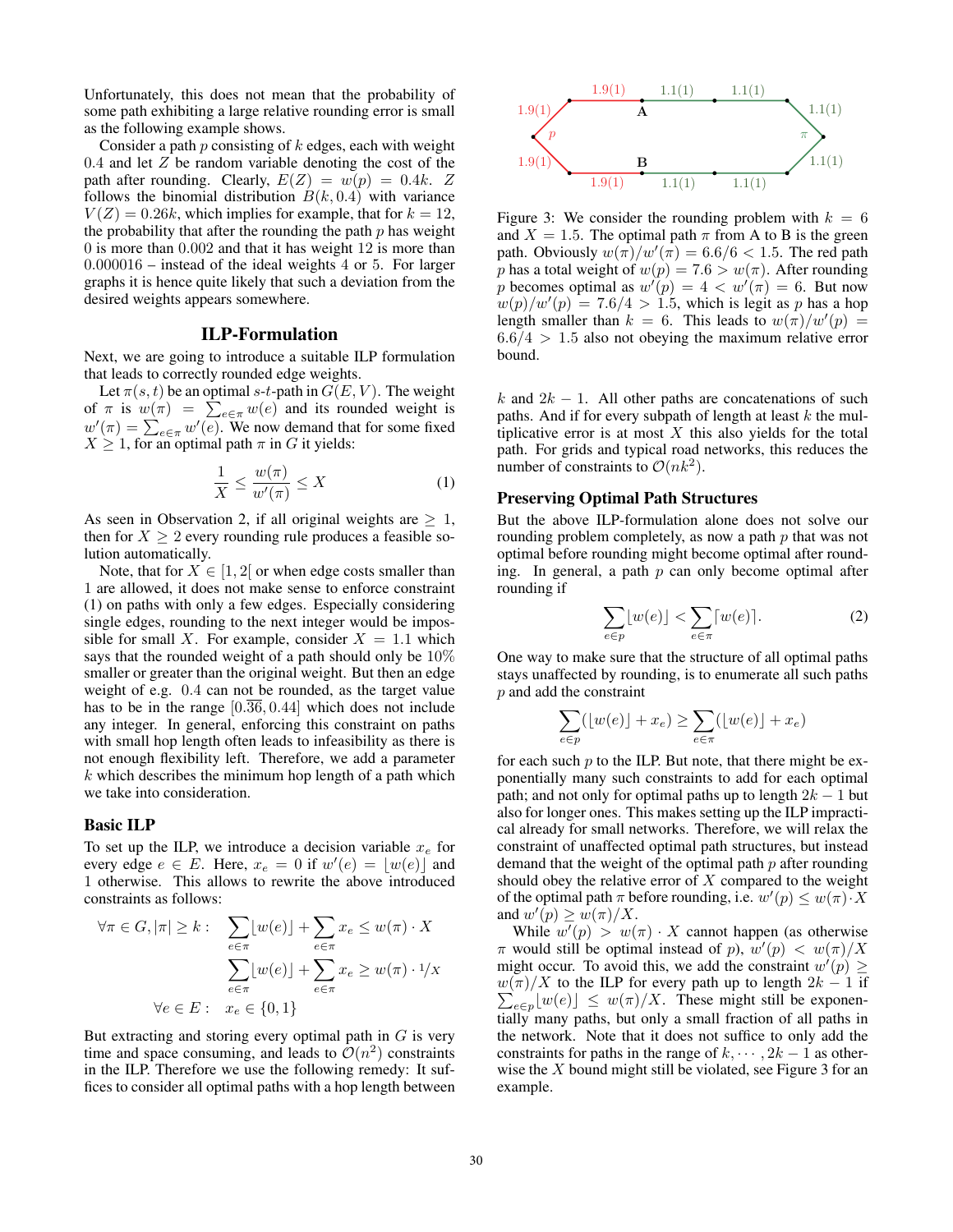Unfortunately, this does not mean that the probability of some path exhibiting a large relative rounding error is small as the following example shows.

Consider a path $p$ consisting of $k$ edges, each with weight 0.4 and let $Z$ be random variable denoting the cost of the path after rounding. Clearly, $E(Z) = w(p) = 0.4k$. $Z$ follows the binomial distribution $B(k, 0.4)$ with variance $V(Z) = 0.26k$, which implies for example, that for $k = 12$, the probability that after the rounding the path $p$ has weight 0 is more than 0.002 and that it has weight 12 is more than 0.000016 – instead of the ideal weights 4 or 5. For larger graphs it is hence quite likely that such a deviation from the desired weights appears somewhere.

## ILP-Formulation

Next, we are going to introduce a suitable ILP formulation that leads to correctly rounded edge weights.

Let $\pi(s,t)$ be an optimal $s$-$t$-path in $G(E, V)$. The weight of $\pi$ is $w(\pi) = \sum_{e \in \pi} w(e)$ and its rounded weight is $w'(\pi) = \sum_{e \in \pi} w'(e)$. We now demand that for some fixed $X \geq 1$, for an optimal path $\pi$ in $G$ it yields:

$$\frac{1}{X} \leq \frac{w(\pi)}{w'(\pi)} \leq X \tag{1}$$

As seen in Observation 2, if all original weights are $\geq 1$, then for $X \geq 2$ every rounding rule produces a feasible solution automatically.

Note, that for $X \in [1, 2[$ or when edge costs smaller than 1 are allowed, it does not make sense to enforce constraint (1) on paths with only a few edges. Especially considering single edges, rounding to the next integer would be impossible for small $X$. For example, consider $X = 1.1$ which says that the rounded weight of a path should only be 10% smaller or greater than the original weight. But then an edge weight of e.g. 0.4 can not be rounded, as the target value has to be in the range $[0.\overline{36}, 0.44]$ which does not include any integer. In general, enforcing this constraint on paths with small hop length often leads to infeasibility as there is not enough flexibility left. Therefore, we add a parameter $k$ which describes the minimum hop length of a path which we take into consideration.

### Basic ILP

To set up the ILP, we introduce a decision variable $x_e$ for every edge $e \in E$. Here, $x_e = 0$ if $w'(e) = \lfloor w(e) \rfloor$ and 1 otherwise. This allows to rewrite the above introduced constraints as follows:

$$\forall \pi \in G, |\pi| \geq k: \quad \sum_{e \in \pi} \lfloor w(e) \rfloor + \sum_{e \in \pi} x_e \leq w(\pi) \cdot X$$

$$\sum_{e \in \pi} \lfloor w(e) \rfloor + \sum_{e \in \pi} x_e \geq w(\pi) \cdot 1/X$$

$$\forall e \in E: \quad x_e \in \{0, 1\}$$

But extracting and storing every optimal path in $G$ is very time and space consuming, and leads to $\mathcal{O}(n^2)$ constraints in the ILP. Therefore we use the following remedy: It suffices to consider all optimal paths with a hop length between $k$ and $2k - 1$. All other paths are concatenations of such paths. And if for every subpath of length at least $k$ the multiplicative error is at most $X$ this also yields for the total path. For grids and typical road networks, this reduces the number of constraints to $\mathcal{O}(nk^2)$.

Figure 3: We consider the rounding problem with $k = 6$ and $X = 1.5$. The optimal path $\pi$ from A to B is the green path. Obviously $w(\pi)/w'(\pi) = 6.6/6 < 1.5$. The red path $p$ has a total weight of $w(p) = 7.6 > w(\pi)$. After rounding $p$ becomes optimal as $w'(p) = 4 < w'(\pi) = 6$. But now $w(p)/w'(p) = 7.6/4 > 1.5$, which is legit as $p$ has a hop length smaller than $k = 6$. This leads to $w(\pi)/w'(p) = 6.6/4 > 1.5$ also not obeying the maximum relative error bound.

### Preserving Optimal Path Structures

But the above ILP-formulation alone does not solve our rounding problem completely, as now a path $p$ that was not optimal before rounding might become optimal after rounding. In general, a path $p$ can only become optimal after rounding if

$$\sum_{e \in p} \lfloor w(e) \rfloor < \sum_{e \in \pi} \lceil w(e) \rceil. \tag{2}$$

One way to make sure that the structure of all optimal paths stays unaffected by rounding, is to enumerate all such paths $p$ and add the constraint

$$\sum_{e \in p} (\lfloor w(e) \rfloor + x_e) \geq \sum_{e \in \pi} (\lfloor w(e) \rfloor + x_e)$$

for each such $p$ to the ILP. But note, that there might be exponentially many such constraints to add for each optimal path; and not only for optimal paths up to length $2k - 1$ but also for longer ones. This makes setting up the ILP impractical already for small networks. Therefore, we will relax the constraint of unaffected optimal path structures, but instead demand that the weight of the optimal path $p$ after rounding should obey the relative error of $X$ compared to the weight of the optimal path $\pi$ before rounding, i.e. $w'(p) \leq w(\pi) \cdot X$ and $w'(p) \geq w(\pi)/X$.

While $w'(p) > w(\pi) \cdot X$ cannot happen (as otherwise $\pi$ would still be optimal instead of $p$), $w'(p) < w(\pi)/X$ might occur. To avoid this, we add the constraint $w'(p) \geq w(\pi)/X$ to the ILP for every path up to length $2k - 1$ if $\sum_{e \in p} \lfloor w(e) \rfloor \leq w(\pi)/X$. These might still be exponentially many paths, but only a small fraction of all paths in the network. Note that it does not suffice to only add the constraints for paths in the range of $k, \cdots, 2k - 1$ as otherwise the $X$ bound might still be violated, see Figure 3 for an example.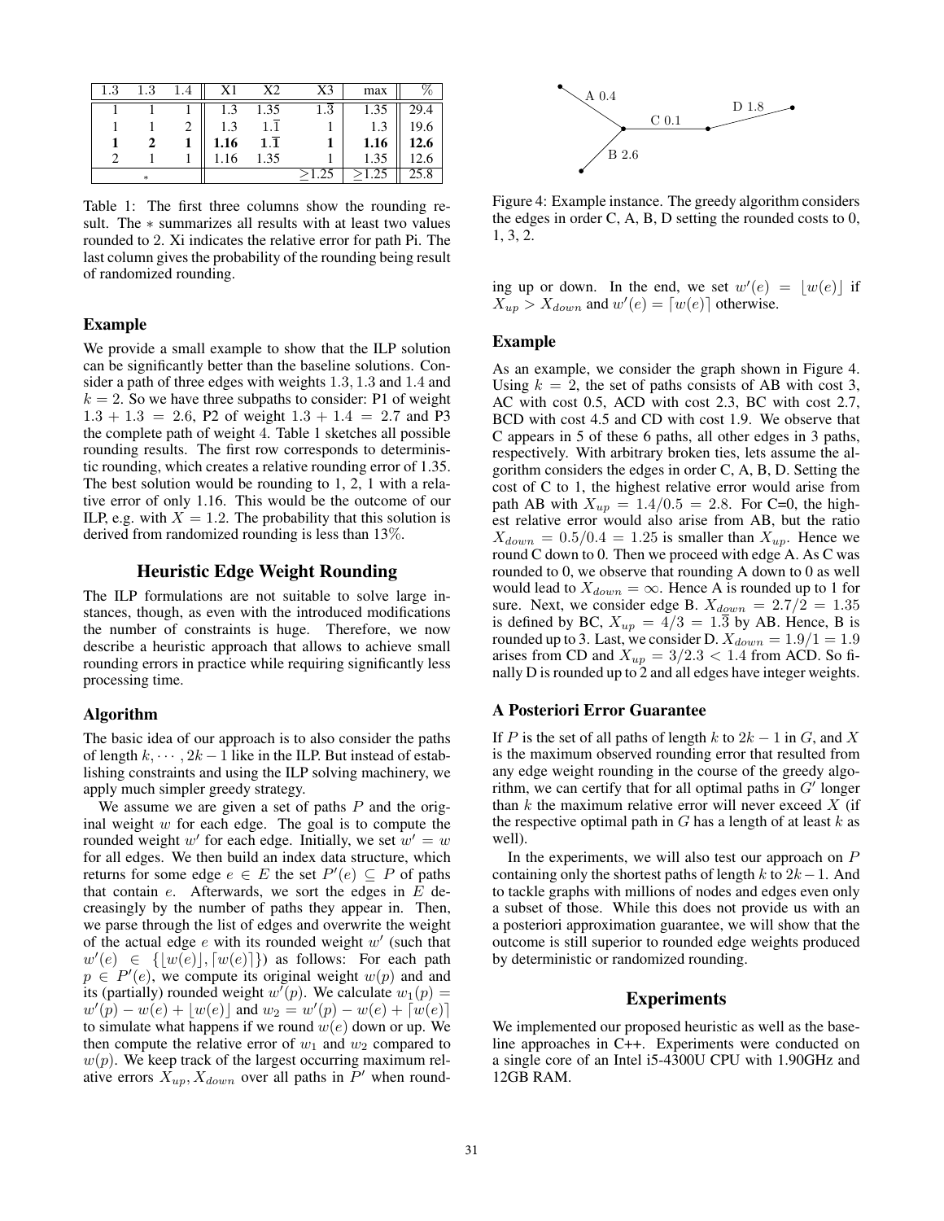| 1.3 | 1.3 | 1.4 | X1 | X2 | X3 | max | % |
|---|---|---|---|---|---|---|---|
| 1 | 1 | 1 | 1.3 | 1.35 | $1.\overline{3}$ | 1.35 | 29.4 |
| 1 | 1 | 2 | 1.3 | $1.\overline{1}$ | 1 | 1.3 | 19.6 |
| **1** | **2** | **1** | **1.16** | **$1.\overline{1}$** | **1** | **1.16** | **12.6** |
| 2 | 1 | 1 | 1.16 | 1.35 | 1 | 1.35 | 12.6 |
| * | | | | | ≥1.25 | ≥1.25 | 25.8 |

Table 1: The first three columns show the rounding result. The * summarizes all results with at least two values rounded to 2. Xi indicates the relative error for path Pi. The last column gives the probability of the rounding being result of randomized rounding.

### Example

We provide a small example to show that the ILP solution can be significantly better than the baseline solutions. Consider a path of three edges with weights 1.3, 1.3 and 1.4 and $k = 2$. So we have three subpaths to consider: P1 of weight $1.3 + 1.3 = 2.6$, P2 of weight $1.3 + 1.4 = 2.7$ and P3 the complete path of weight 4. Table 1 sketches all possible rounding results. The first row corresponds to deterministic rounding, which creates a relative rounding error of 1.35. The best solution would be rounding to 1, 2, 1 with a relative error of only 1.16. This would be the outcome of our ILP, e.g. with $X = 1.2$. The probability that this solution is derived from randomized rounding is less than 13%.

## Heuristic Edge Weight Rounding

The ILP formulations are not suitable to solve large instances, though, as even with the introduced modifications the number of constraints is huge. Therefore, we now describe a heuristic approach that allows to achieve small rounding errors in practice while requiring significantly less processing time.

### Algorithm

The basic idea of our approach is to also consider the paths of length $k, \cdots, 2k-1$ like in the ILP. But instead of establishing constraints and using the ILP solving machinery, we apply much simpler greedy strategy.

We assume we are given a set of paths $P$ and the original weight $w$ for each edge. The goal is to compute the rounded weight $w'$ for each edge. Initially, we set $w' = w$ for all edges. We then build an index data structure, which returns for some edge $e \in E$ the set $P'(e) \subseteq P$ of paths that contain $e$. Afterwards, we sort the edges in $E$ decreasingly by the number of paths they appear in. Then, we parse through the list of edges and overwrite the weight of the actual edge $e$ with its rounded weight $w'$ (such that $w'(e) \in \{\lfloor w(e) \rfloor, \lceil w(e) \rceil\}$) as follows: For each path $p \in P'(e)$, we compute its original weight $w(p)$ and and its (partially) rounded weight $w'(p)$. We calculate $w_1(p) = w'(p) - w(e) + \lfloor w(e) \rfloor$ and $w_2 = w'(p) - w(e) + \lceil w(e) \rceil$ to simulate what happens if we round $w(e)$ down or up. We then compute the relative error of $w_1$ and $w_2$ compared to $w(p)$. We keep track of the largest occurring maximum relative errors $X_{up}, X_{down}$ over all paths in $P'$ when rounding up or down. In the end, we set $w'(e) = \lfloor w(e) \rfloor$ if $X_{up} > X_{down}$ and $w'(e) = \lceil w(e) \rceil$ otherwise.

Figure 4: Example instance. The greedy algorithm considers the edges in order C, A, B, D setting the rounded costs to 0, 1, 3, 2.

### Example

As an example, we consider the graph shown in Figure 4. Using $k = 2$, the set of paths consists of AB with cost 3, AC with cost 0.5, ACD with cost 2.3, BC with cost 2.7, BCD with cost 4.5 and CD with cost 1.9. We observe that C appears in 5 of these 6 paths, all other edges in 3 paths, respectively. With arbitrary broken ties, lets assume the algorithm considers the edges in order C, A, B, D. Setting the cost of C to 1, the highest relative error would arise from path AB with $X_{up} = 1.4/0.5 = 2.8$. For C=0, the highest relative error would also arise from AB, but the ratio $X_{down} = 0.5/0.4 = 1.25$ is smaller than $X_{up}$. Hence we round C down to 0. Then we proceed with edge A. As C was rounded to 0, we observe that rounding A down to 0 as well would lead to $X_{down} = \infty$. Hence A is rounded up to 1 for sure. Next, we consider edge B. $X_{down} = 2.7/2 = 1.35$ is defined by BC, $X_{up} = 4/3 = 1.\overline{3}$ by AB. Hence, B is rounded up to 3. Last, we consider D. $X_{down} = 1.9/1 = 1.9$ arises from CD and $X_{up} = 3/2.3 < 1.4$ from ACD. So finally D is rounded up to 2 and all edges have integer weights.

### A Posteriori Error Guarantee

If $P$ is the set of all paths of length $k$ to $2k-1$ in $G$, and $X$ is the maximum observed rounding error that resulted from any edge weight rounding in the course of the greedy algorithm, we can certify that for all optimal paths in $G'$ longer than $k$ the maximum relative error will never exceed $X$ (if the respective optimal path in $G$ has a length of at least $k$ as well).

In the experiments, we will also test our approach on $P$ containing only the shortest paths of length $k$ to $2k-1$. And to tackle graphs with millions of nodes and edges even only a subset of those. While this does not provide us with an a posteriori approximation guarantee, we will show that the outcome is still superior to rounded edge weights produced by deterministic or randomized rounding.

## Experiments

We implemented our proposed heuristic as well as the baseline approaches in C++. Experiments were conducted on a single core of an Intel i5-4300U CPU with 1.90GHz and 12GB RAM.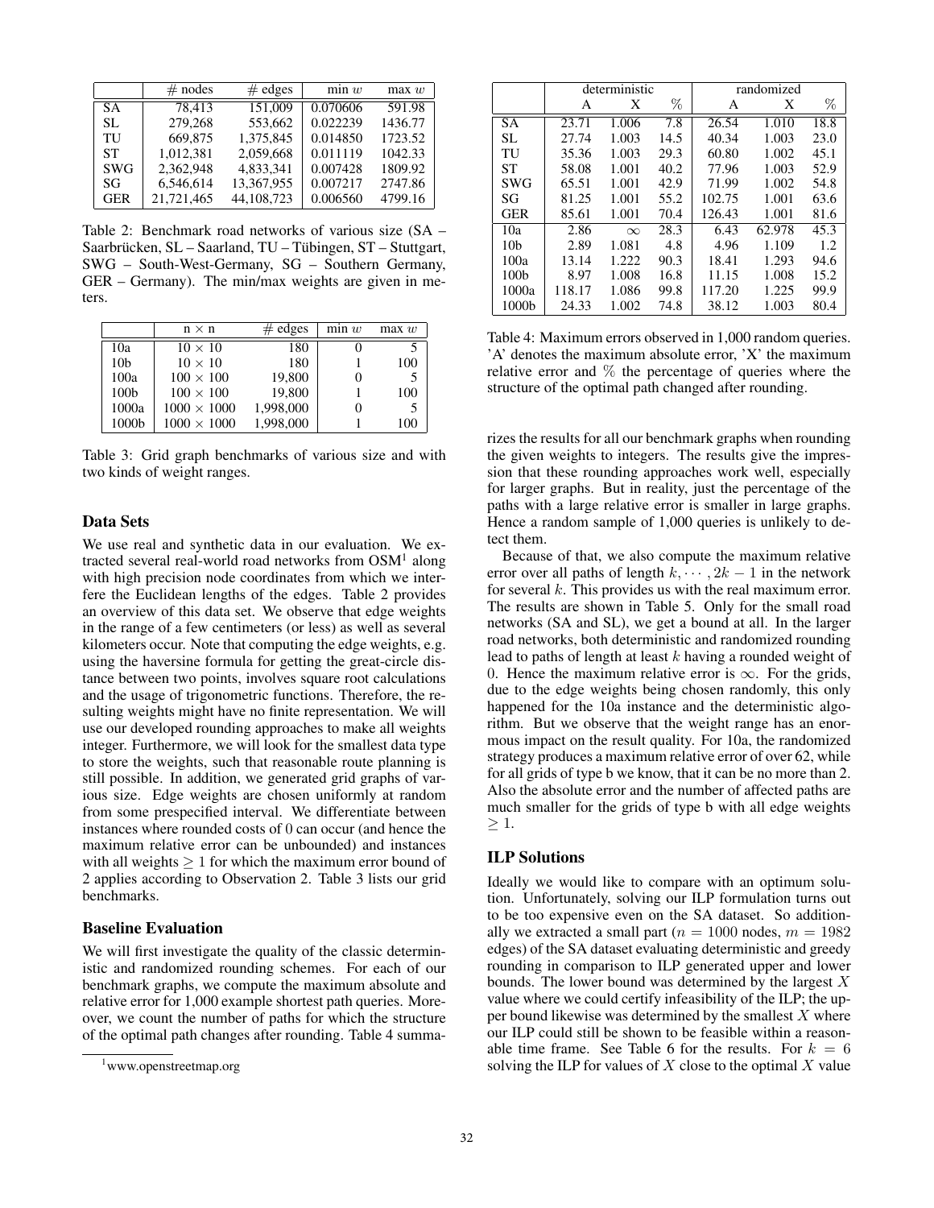|  | # nodes | # edges | min $w$ | max $w$ |
|---|---|---|---|---|
| SA | 78,413 | 151,009 | 0.070606 | 591.98 |
| SL | 279,268 | 553,662 | 0.022239 | 1436.77 |
| TU | 669,875 | 1,375,845 | 0.014850 | 1723.52 |
| ST | 1,012,381 | 2,059,668 | 0.011119 | 1042.33 |
| SWG | 2,362,948 | 4,833,341 | 0.007428 | 1809.92 |
| SG | 6,546,614 | 13,367,955 | 0.007217 | 2747.86 |
| GER | 21,721,465 | 44,108,723 | 0.006560 | 4799.16 |

Table 2: Benchmark road networks of various size (SA – Saarbrücken, SL – Saarland, TU – Tübingen, ST – Stuttgart, SWG – South-West-Germany, SG – Southern Germany, GER – Germany). The min/max weights are given in meters.

|  | n × n | # edges | min $w$ | max $w$ |
|---|---|---|---|---|
| 10a | $10 \times 10$ | 180 | 0 | 5 |
| 10b | $10 \times 10$ | 180 | 1 | 100 |
| 100a | $100 \times 100$ | 19,800 | 0 | 5 |
| 100b | $100 \times 100$ | 19,800 | 1 | 100 |
| 1000a | $1000 \times 1000$ | 1,998,000 | 0 | 5 |
| 1000b | $1000 \times 1000$ | 1,998,000 | 1 | 100 |

Table 3: Grid graph benchmarks of various size and with two kinds of weight ranges.

### Data Sets

We use real and synthetic data in our evaluation. We extracted several real-world road networks from OSM[1] along with high precision node coordinates from which we interfere the Euclidean lengths of the edges. Table 2 provides an overview of this data set. We observe that edge weights in the range of a few centimeters (or less) as well as several kilometers occur. Note that computing the edge weights, e.g. using the haversine formula for getting the great-circle distance between two points, involves square root calculations and the usage of trigonometric functions. Therefore, the resulting weights might have no finite representation. We will use our developed rounding approaches to make all weights integer. Furthermore, we will look for the smallest data type to store the weights, such that reasonable route planning is still possible. In addition, we generated grid graphs of various size. Edge weights are chosen uniformly at random from some prespecified interval. We differentiate between instances where rounded costs of 0 can occur (and hence the maximum relative error can be unbounded) and instances with all weights $\geq 1$ for which the maximum error bound of 2 applies according to Observation 2. Table 3 lists our grid benchmarks.

### Baseline Evaluation

We will first investigate the quality of the classic deterministic and randomized rounding schemes. For each of our benchmark graphs, we compute the maximum absolute and relative error for 1,000 example shortest path queries. Moreover, we count the number of paths for which the structure of the optimal path changes after rounding. Table 4 summarizes the results for all our benchmark graphs when rounding the given weights to integers. The results give the impression that these rounding approaches work well, especially for larger graphs. But in reality, just the percentage of the paths with a large relative error is smaller in large graphs. Hence a random sample of 1,000 queries is unlikely to detect them.

[1] www.openstreetmap.org

|  | deterministic | | | randomized | | |
|---|---|---|---|---|---|---|
|  | A | X | % | A | X | % |
| SA | 23.71 | 1.006 | 7.8 | 26.54 | 1.010 | 18.8 |
| SL | 27.74 | 1.003 | 14.5 | 40.34 | 1.003 | 23.0 |
| TU | 35.36 | 1.003 | 29.3 | 60.80 | 1.002 | 45.1 |
| ST | 58.08 | 1.001 | 40.2 | 77.96 | 1.003 | 52.9 |
| SWG | 65.51 | 1.001 | 42.9 | 71.99 | 1.002 | 54.8 |
| SG | 81.25 | 1.001 | 55.2 | 102.75 | 1.001 | 63.6 |
| GER | 85.61 | 1.001 | 70.4 | 126.43 | 1.001 | 81.6 |
| 10a | 2.86 | $\infty$ | 28.3 | 6.43 | 62.978 | 45.3 |
| 10b | 2.89 | 1.081 | 4.8 | 4.96 | 1.109 | 1.2 |
| 100a | 13.14 | 1.222 | 90.3 | 18.41 | 1.293 | 94.6 |
| 100b | 8.97 | 1.008 | 16.8 | 11.15 | 1.008 | 15.2 |
| 1000a | 118.17 | 1.086 | 99.8 | 117.20 | 1.225 | 99.9 |
| 1000b | 24.33 | 1.002 | 74.8 | 38.12 | 1.003 | 80.4 |

Table 4: Maximum errors observed in 1,000 random queries. 'A' denotes the maximum absolute error, 'X' the maximum relative error and % the percentage of queries where the structure of the optimal path changed after rounding.

Because of that, we also compute the maximum relative error over all paths of length $k, \cdots, 2k-1$ in the network for several $k$. This provides us with the real maximum error. The results are shown in Table 5. Only for the small road networks (SA and SL), we get a bound at all. In the larger road networks, both deterministic and randomized rounding lead to paths of length at least $k$ having a rounded weight of 0. Hence the maximum relative error is $\infty$. For the grids, due to the edge weights being chosen randomly, this only happened for the 10a instance and the deterministic algorithm. But we observe that the weight range has an enormous impact on the result quality. For 10a, the randomized strategy produces a maximum relative error of over 62, while for all grids of type b we know, that it can be no more than 2. Also the absolute error and the number of affected paths are much smaller for the grids of type b with all edge weights $\geq 1$.

### ILP Solutions

Ideally we would like to compare with an optimum solution. Unfortunately, solving our ILP formulation turns out to be too expensive even on the SA dataset. So additionally we extracted a small part ($n = 1000$ nodes, $m = 1982$ edges) of the SA dataset evaluating deterministic and greedy rounding in comparison to ILP generated upper and lower bounds. The lower bound was determined by the largest $X$ value where we could certify infeasibility of the ILP; the upper bound likewise was determined by the smallest $X$ where our ILP could still be shown to be feasible within a reasonable time frame. See Table 6 for the results. For $k = 6$ solving the ILP for values of $X$ close to the optimal $X$ value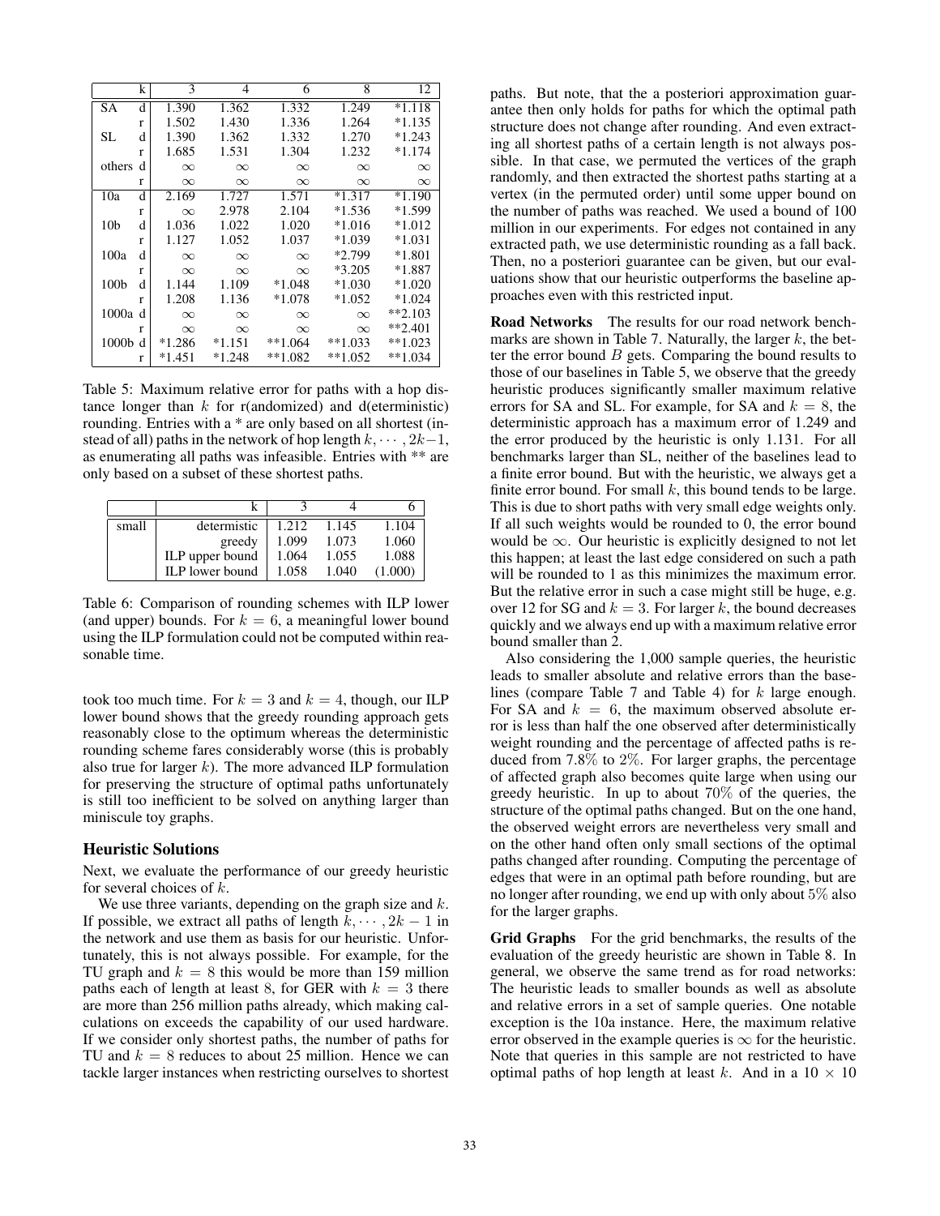| | k | 3 | 4 | 6 | 8 | 12 |
|---|---|---|---|---|---|---|
| SA | d | 1.390 | 1.362 | 1.332 | 1.249 | *1.118 |
| | r | 1.502 | 1.430 | 1.336 | 1.264 | *1.135 |
| SL | d | 1.390 | 1.362 | 1.332 | 1.270 | *1.243 |
| | r | 1.685 | 1.531 | 1.304 | 1.232 | *1.174 |
| others | d | $\infty$ | $\infty$ | $\infty$ | $\infty$ | $\infty$ |
| | r | $\infty$ | $\infty$ | $\infty$ | $\infty$ | $\infty$ |
| 10a | d | 2.169 | 1.727 | 1.571 | *1.317 | *1.190 |
| | r | $\infty$ | 2.978 | 2.104 | *1.536 | *1.599 |
| 10b | d | 1.036 | 1.022 | 1.020 | *1.016 | *1.012 |
| | r | 1.127 | 1.052 | 1.037 | *1.039 | *1.031 |
| 100a | d | $\infty$ | $\infty$ | $\infty$ | *2.799 | *1.801 |
| | r | $\infty$ | $\infty$ | $\infty$ | *3.205 | *1.887 |
| 100b | d | 1.144 | 1.109 | *1.048 | *1.030 | *1.020 |
| | r | 1.208 | 1.136 | *1.078 | *1.052 | *1.024 |
| 1000a | d | $\infty$ | $\infty$ | $\infty$ | $\infty$ | **2.103 |
| | r | $\infty$ | $\infty$ | $\infty$ | $\infty$ | **2.401 |
| 1000b | d | *1.286 | *1.151 | **1.064 | **1.033 | **1.023 |
| | r | *1.451 | *1.248 | **1.082 | **1.052 | **1.034 |

Table 5: Maximum relative error for paths with a hop distance longer than $k$ for r(andomized) and d(eterministic) rounding. Entries with a * are only based on all shortest (instead of all) paths in the network of hop length $k, \cdots, 2k-1$, as enumerating all paths was infeasible. Entries with ** are only based on a subset of these shortest paths.

| | k | 3 | 4 | 6 |
|---|---|---|---|---|
| small | determistic | 1.212 | 1.145 | 1.104 |
| | greedy | 1.099 | 1.073 | 1.060 |
| | ILP upper bound | 1.064 | 1.055 | 1.088 |
| | ILP lower bound | 1.058 | 1.040 | (1.000) |

Table 6: Comparison of rounding schemes with ILP lower (and upper) bounds. For $k = 6$, a meaningful lower bound using the ILP formulation could not be computed within reasonable time.

took too much time. For $k = 3$ and $k = 4$, though, our ILP lower bound shows that the greedy rounding approach gets reasonably close to the optimum whereas the deterministic rounding scheme fares considerably worse (this is probably also true for larger $k$). The more advanced ILP formulation for preserving the structure of optimal paths unfortunately is still too inefficient to be solved on anything larger than miniscule toy graphs.

## Heuristic Solutions

Next, we evaluate the performance of our greedy heuristic for several choices of $k$.

We use three variants, depending on the graph size and $k$. If possible, we extract all paths of length $k, \cdots, 2k-1$ in the network and use them as basis for our heuristic. Unfortunately, this is not always possible. For example, for the TU graph and $k = 8$ this would be more than 159 million paths each of length at least 8, for GER with $k = 3$ there are more than 256 million paths already, which making calculations on exceeds the capability of our used hardware. If we consider only shortest paths, the number of paths for TU and $k = 8$ reduces to about 25 million. Hence we can tackle larger instances when restricting ourselves to shortest paths. But note, that the a posteriori approximation guarantee then only holds for paths for which the optimal path structure does not change after rounding. And even extracting all shortest paths of a certain length is not always possible. In that case, we permuted the vertices of the graph randomly, and then extracted the shortest paths starting at a vertex (in the permuted order) until some upper bound on the number of paths was reached. We used a bound of 100 million in our experiments. For edges not contained in any extracted path, we use deterministic rounding as a fall back. Then, no a posteriori guarantee can be given, but our evaluations show that our heuristic outperforms the baseline approaches even with this restricted input.

**Road Networks** The results for our road network benchmarks are shown in Table 7. Naturally, the larger $k$, the better the error bound $B$ gets. Comparing the bound results to those of our baselines in Table 5, we observe that the greedy heuristic produces significantly smaller maximum relative errors for SA and SL. For example, for SA and $k = 8$, the deterministic approach has a maximum error of 1.249 and the error produced by the heuristic is only 1.131. For all benchmarks larger than SL, neither of the baselines lead to a finite error bound. But with the heuristic, we always get a finite error bound. For small $k$, this bound tends to be large. This is due to short paths with very small edge weights only. If all such weights would be rounded to 0, the error bound would be $\infty$. Our heuristic is explicitly designed to not let this happen; at least the last edge considered on such a path will be rounded to 1 as this minimizes the maximum error. But the relative error in such a case might still be huge, e.g. over 12 for SG and $k = 3$. For larger $k$, the bound decreases quickly and we always end up with a maximum relative error bound smaller than 2.

Also considering the 1,000 sample queries, the heuristic leads to smaller absolute and relative errors than the baselines (compare Table 7 and Table 4) for $k$ large enough. For SA and $k = 6$, the maximum observed absolute error is less than half the one observed after deterministically weight rounding and the percentage of affected paths is reduced from 7.8% to 2%. For larger graphs, the percentage of affected graph also becomes quite large when using our greedy heuristic. In up to about 70% of the queries, the structure of the optimal paths changed. But on the one hand, the observed weight errors are nevertheless very small and on the other hand often only small sections of the optimal paths changed after rounding. Computing the percentage of edges that were in an optimal path before rounding, but are no longer after rounding, we end up with only about 5% also for the larger graphs.

**Grid Graphs** For the grid benchmarks, the results of the evaluation of the greedy heuristic are shown in Table 8. In general, we observe the same trend as for road networks: The heuristic leads to smaller bounds as well as absolute and relative errors in a set of sample queries. One notable exception is the 10a instance. Here, the maximum relative error observed in the example queries is $\infty$ for the heuristic. Note that queries in this sample are not restricted to have optimal paths of hop length at least $k$. And in a $10 \times 10$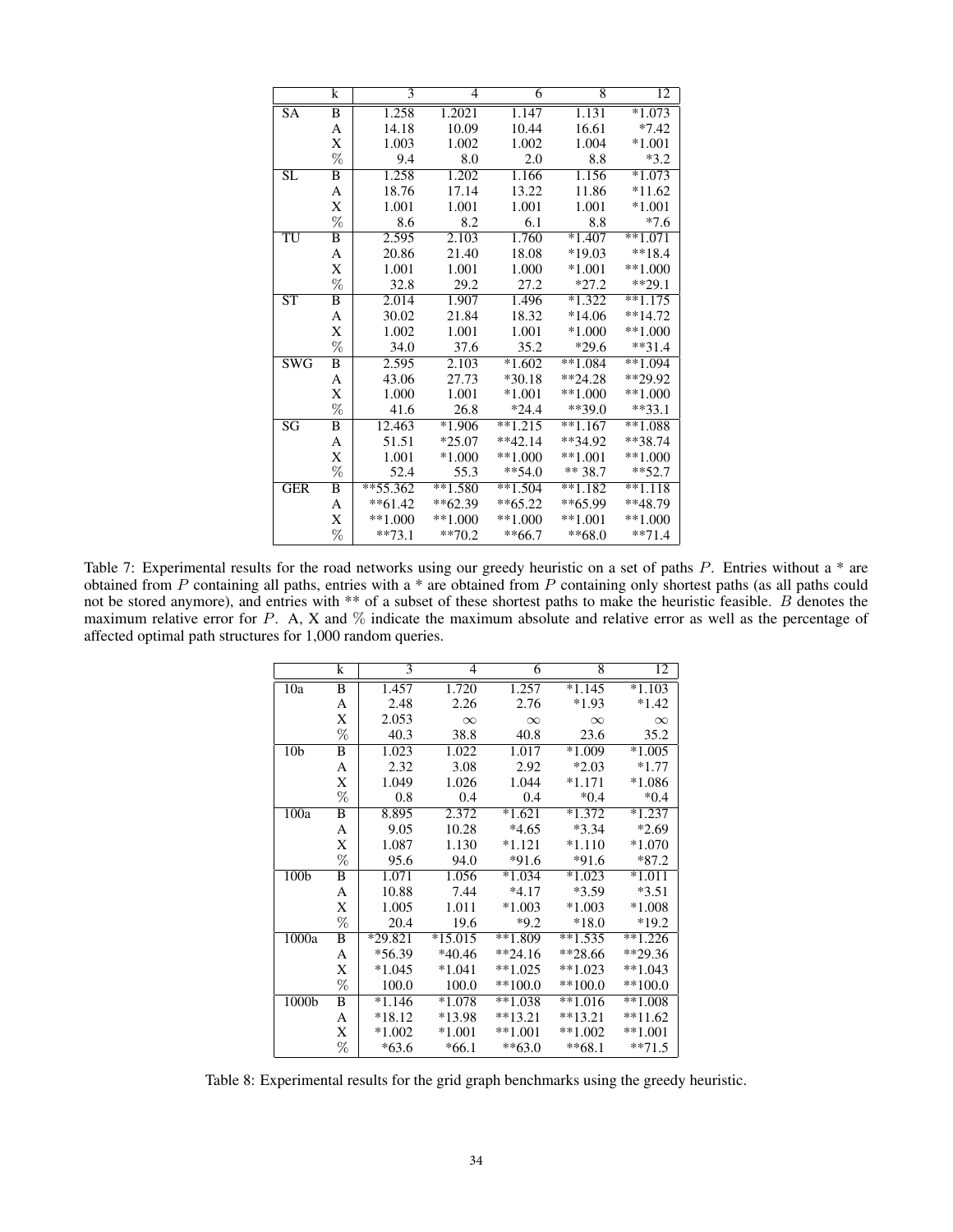|  | k | 3 | 4 | 6 | 8 | 12 |
|---|---|---|---|---|---|---|
| SA | B | 1.258 | 1.2021 | 1.147 | 1.131 | *1.073 |
|  | A | 14.18 | 10.09 | 10.44 | 16.61 | *7.42 |
|  | X | 1.003 | 1.002 | 1.002 | 1.004 | *1.001 |
|  | % | 9.4 | 8.0 | 2.0 | 8.8 | *3.2 |
| SL | B | 1.258 | 1.202 | 1.166 | 1.156 | *1.073 |
|  | A | 18.76 | 17.14 | 13.22 | 11.86 | *11.62 |
|  | X | 1.001 | 1.001 | 1.001 | 1.001 | *1.001 |
|  | % | 8.6 | 8.2 | 6.1 | 8.8 | *7.6 |
| TU | B | 2.595 | 2.103 | 1.760 | *1.407 | **1.071 |
|  | A | 20.86 | 21.40 | 18.08 | *19.03 | **18.4 |
|  | X | 1.001 | 1.001 | 1.000 | *1.001 | **1.000 |
|  | % | 32.8 | 29.2 | 27.2 | *27.2 | **29.1 |
| ST | B | 2.014 | 1.907 | 1.496 | *1.322 | **1.175 |
|  | A | 30.02 | 21.84 | 18.32 | *14.06 | **14.72 |
|  | X | 1.002 | 1.001 | 1.001 | *1.000 | **1.000 |
|  | % | 34.0 | 37.6 | 35.2 | *29.6 | **31.4 |
| SWG | B | 2.595 | 2.103 | *1.602 | **1.084 | **1.094 |
|  | A | 43.06 | 27.73 | *30.18 | **24.28 | **29.92 |
|  | X | 1.000 | 1.001 | *1.001 | **1.000 | **1.000 |
|  | % | 41.6 | 26.8 | *24.4 | **39.0 | **33.1 |
| SG | B | 12.463 | *1.906 | **1.215 | **1.167 | **1.088 |
|  | A | 51.51 | *25.07 | **42.14 | **34.92 | **38.74 |
|  | X | 1.001 | *1.000 | **1.000 | **1.001 | **1.000 |
|  | % | 52.4 | 55.3 | **54.0 | ** 38.7 | **52.7 |
| GER | B | **55.362 | **1.580 | **1.504 | **1.182 | **1.118 |
|  | A | **61.42 | **62.39 | **65.22 | **65.99 | **48.79 |
|  | X | **1.000 | **1.000 | **1.000 | **1.001 | **1.000 |
|  | % | **73.1 | **70.2 | **66.7 | **68.0 | **71.4 |

Table 7: Experimental results for the road networks using our greedy heuristic on a set of paths $P$. Entries without a * are obtained from $P$ containing all paths, entries with a * are obtained from $P$ containing only shortest paths (as all paths could not be stored anymore), and entries with ** of a subset of these shortest paths to make the heuristic feasible. $B$ denotes the maximum relative error for $P$. A, X and % indicate the maximum absolute and relative error as well as the percentage of affected optimal path structures for 1,000 random queries.

|  | k | 3 | 4 | 6 | 8 | 12 |
|---|---|---|---|---|---|---|
| 10a | B | 1.457 | 1.720 | 1.257 | *1.145 | *1.103 |
|  | A | 2.48 | 2.26 | 2.76 | *1.93 | *1.42 |
|  | X | 2.053 | $\infty$ | $\infty$ | $\infty$ | $\infty$ |
|  | % | 40.3 | 38.8 | 40.8 | 23.6 | 35.2 |
| 10b | B | 1.023 | 1.022 | 1.017 | *1.009 | *1.005 |
|  | A | 2.32 | 3.08 | 2.92 | *2.03 | *1.77 |
|  | X | 1.049 | 1.026 | 1.044 | *1.171 | *1.086 |
|  | % | 0.8 | 0.4 | 0.4 | *0.4 | *0.4 |
| 100a | B | 8.895 | 2.372 | *1.621 | *1.372 | *1.237 |
|  | A | 9.05 | 10.28 | *4.65 | *3.34 | *2.69 |
|  | X | 1.087 | 1.130 | *1.121 | *1.110 | *1.070 |
|  | % | 95.6 | 94.0 | *91.6 | *91.6 | *87.2 |
| 100b | B | 1.071 | 1.056 | *1.034 | *1.023 | *1.011 |
|  | A | 10.88 | 7.44 | *4.17 | *3.59 | *3.51 |
|  | X | 1.005 | 1.011 | *1.003 | *1.003 | *1.008 |
|  | % | 20.4 | 19.6 | *9.2 | *18.0 | *19.2 |
| 1000a | B | *29.821 | *15.015 | **1.809 | **1.535 | **1.226 |
|  | A | *56.39 | *40.46 | **24.16 | **28.66 | **29.36 |
|  | X | *1.045 | *1.041 | **1.025 | **1.023 | **1.043 |
|  | % | 100.0 | 100.0 | **100.0 | **100.0 | **100.0 |
| 1000b | B | *1.146 | *1.078 | **1.038 | **1.016 | **1.008 |
|  | A | *18.12 | *13.98 | **13.21 | **13.21 | **11.62 |
|  | X | *1.002 | *1.001 | **1.001 | **1.002 | **1.001 |
|  | % | *63.6 | *66.1 | **63.0 | **68.1 | **71.5 |

Table 8: Experimental results for the grid graph benchmarks using the greedy heuristic.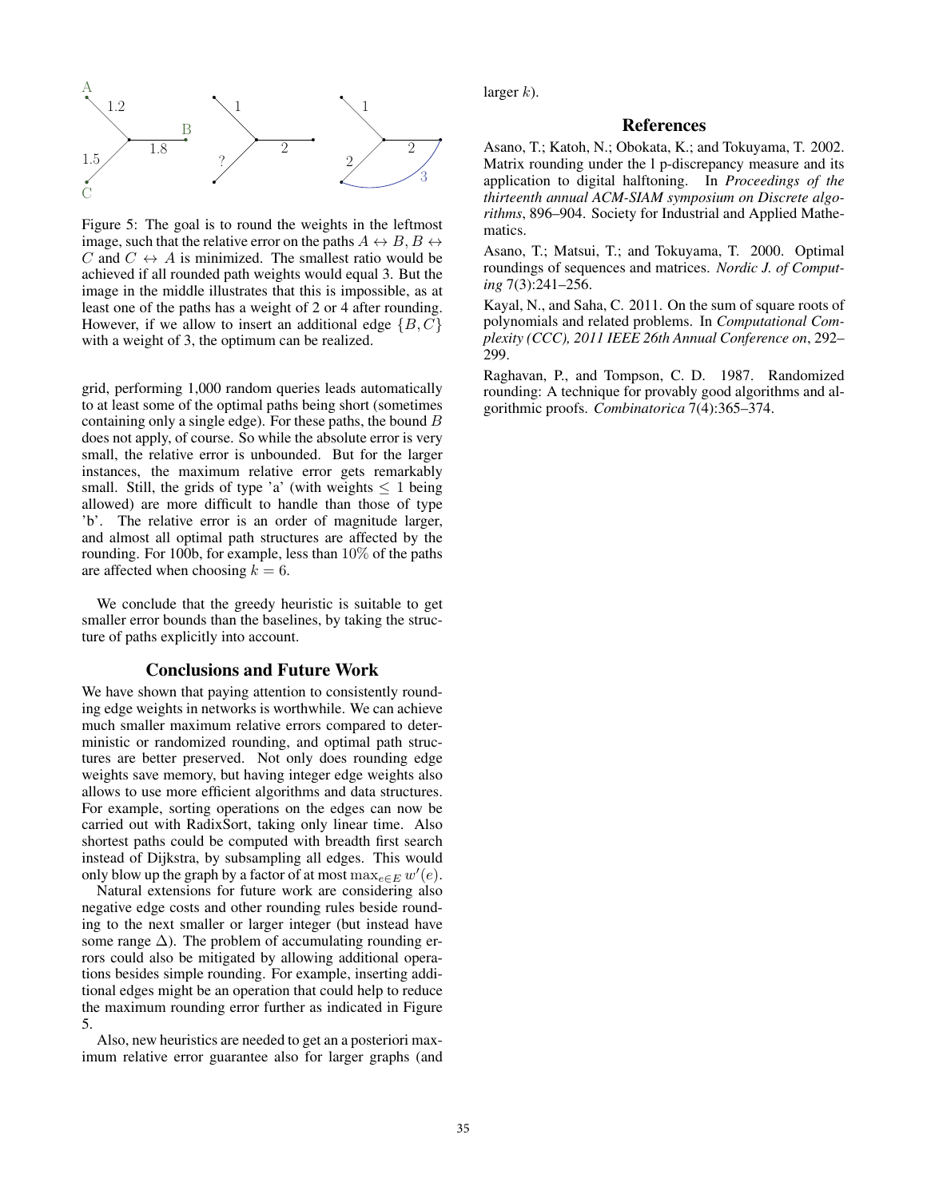A
1.2
B
1.8
1.5
C

1
2
?

1
2
2
3

Figure 5: The goal is to round the weights in the leftmost image, such that the relative error on the paths $A \leftrightarrow B$, $B \leftrightarrow C$ and $C \leftrightarrow A$ is minimized. The smallest ratio would be achieved if all rounded path weights would equal 3. But the image in the middle illustrates that this is impossible, as at least one of the paths has a weight of 2 or 4 after rounding. However, if we allow to insert an additional edge $\{B, C\}$ with a weight of 3, the optimum can be realized.

grid, performing 1,000 random queries leads automatically to at least some of the optimal paths being short (sometimes containing only a single edge). For these paths, the bound $B$ does not apply, of course. So while the absolute error is very small, the relative error is unbounded. But for the larger instances, the maximum relative error gets remarkably small. Still, the grids of type 'a' (with weights $\leq 1$ being allowed) are more difficult to handle than those of type 'b'. The relative error is an order of magnitude larger, and almost all optimal path structures are affected by the rounding. For 100b, for example, less than 10% of the paths are affected when choosing $k = 6$.

We conclude that the greedy heuristic is suitable to get smaller error bounds than the baselines, by taking the structure of paths explicitly into account.

## Conclusions and Future Work

We have shown that paying attention to consistently rounding edge weights in networks is worthwhile. We can achieve much smaller maximum relative errors compared to deterministic or randomized rounding, and optimal path structures are better preserved. Not only does rounding edge weights save memory, but having integer edge weights also allows to use more efficient algorithms and data structures. For example, sorting operations on the edges can now be carried out with RadixSort, taking only linear time. Also shortest paths could be computed with breadth first search instead of Dijkstra, by subsampling all edges. This would only blow up the graph by a factor of at most $\max_{e \in E} w'(e)$.

Natural extensions for future work are considering also negative edge costs and other rounding rules beside rounding to the next smaller or larger integer (but instead have some range $\Delta$). The problem of accumulating rounding errors could also be mitigated by allowing additional operations besides simple rounding. For example, inserting additional edges might be an operation that could help to reduce the maximum rounding error further as indicated in Figure 5.

Also, new heuristics are needed to get an a posteriori maximum relative error guarantee also for larger graphs (and larger $k$).

## References

Asano, T.; Katoh, N.; Obokata, K.; and Tokuyama, T. 2002. Matrix rounding under the l p-discrepancy measure and its application to digital halftoning. In *Proceedings of the thirteenth annual ACM-SIAM symposium on Discrete algorithms*, 896–904. Society for Industrial and Applied Mathematics.

Asano, T.; Matsui, T.; and Tokuyama, T. 2000. Optimal roundings of sequences and matrices. *Nordic J. of Computing* 7(3):241–256.

Kayal, N., and Saha, C. 2011. On the sum of square roots of polynomials and related problems. In *Computational Complexity (CCC), 2011 IEEE 26th Annual Conference on*, 292–299.

Raghavan, P., and Tompson, C. D. 1987. Randomized rounding: A technique for provably good algorithms and algorithmic proofs. *Combinatorica* 7(4):365–374.